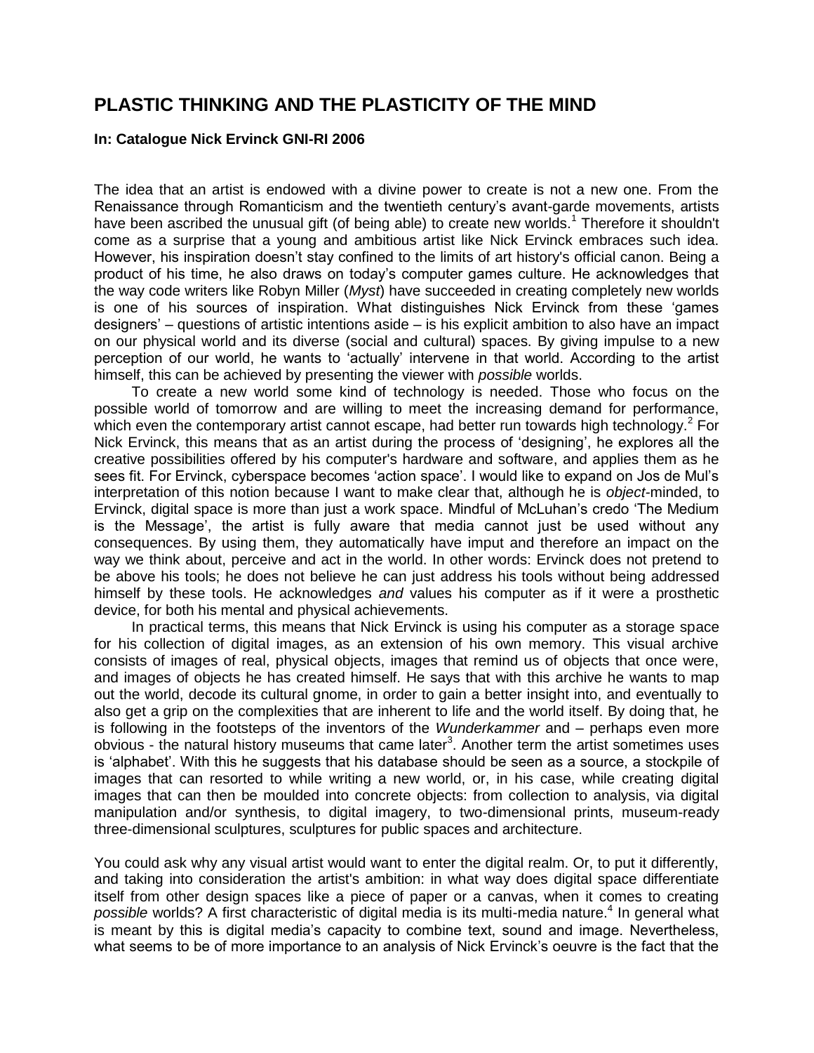# PLASTIC THINKING AND THE PLASTICITY OF THE MIND

**In: Catalogue Nick Ervinck GNI-RI 2006**

The idea that an artist is endowed with a divine power to create is not a new one. From the Renaissance through Romanticism and the twentieth century's avant-garde movements, artists have been ascribed the unusual gift (of being able) to create new worlds.[1] Therefore it shouldn't come as a surprise that a young and ambitious artist like Nick Ervinck embraces such idea. However, his inspiration doesn't stay confined to the limits of art history's official canon. Being a product of his time, he also draws on today's computer games culture. He acknowledges that the way code writers like Robyn Miller (*Myst*) have succeeded in creating completely new worlds is one of his sources of inspiration. What distinguishes Nick Ervinck from these 'games designers' – questions of artistic intentions aside – is his explicit ambition to also have an impact on our physical world and its diverse (social and cultural) spaces. By giving impulse to a new perception of our world, he wants to 'actually' intervene in that world. According to the artist himself, this can be achieved by presenting the viewer with *possible* worlds.

To create a new world some kind of technology is needed. Those who focus on the possible world of tomorrow and are willing to meet the increasing demand for performance, which even the contemporary artist cannot escape, had better run towards high technology.[2] For Nick Ervinck, this means that as an artist during the process of 'designing', he explores all the creative possibilities offered by his computer's hardware and software, and applies them as he sees fit. For Ervinck, cyberspace becomes 'action space'. I would like to expand on Jos de Mul's interpretation of this notion because I want to make clear that, although he is *object*-minded, to Ervinck, digital space is more than just a work space. Mindful of McLuhan's credo 'The Medium is the Message', the artist is fully aware that media cannot just be used without any consequences. By using them, they automatically have imput and therefore an impact on the way we think about, perceive and act in the world. In other words: Ervinck does not pretend to be above his tools; he does not believe he can just address his tools without being addressed himself by these tools. He acknowledges *and* values his computer as if it were a prosthetic device, for both his mental and physical achievements.

In practical terms, this means that Nick Ervinck is using his computer as a storage space for his collection of digital images, as an extension of his own memory. This visual archive consists of images of real, physical objects, images that remind us of objects that once were, and images of objects he has created himself. He says that with this archive he wants to map out the world, decode its cultural gnome, in order to gain a better insight into, and eventually to also get a grip on the complexities that are inherent to life and the world itself. By doing that, he is following in the footsteps of the inventors of the *Wunderkammer* and – perhaps even more obvious - the natural history museums that came later[3]. Another term the artist sometimes uses is 'alphabet'. With this he suggests that his database should be seen as a source, a stockpile of images that can resorted to while writing a new world, or, in his case, while creating digital images that can then be moulded into concrete objects: from collection to analysis, via digital manipulation and/or synthesis, to digital imagery, to two-dimensional prints, museum-ready three-dimensional sculptures, sculptures for public spaces and architecture.

You could ask why any visual artist would want to enter the digital realm. Or, to put it differently, and taking into consideration the artist's ambition: in what way does digital space differentiate itself from other design spaces like a piece of paper or a canvas, when it comes to creating *possible* worlds? A first characteristic of digital media is its multi-media nature.[4] In general what is meant by this is digital media's capacity to combine text, sound and image. Nevertheless, what seems to be of more importance to an analysis of Nick Ervinck's oeuvre is the fact that the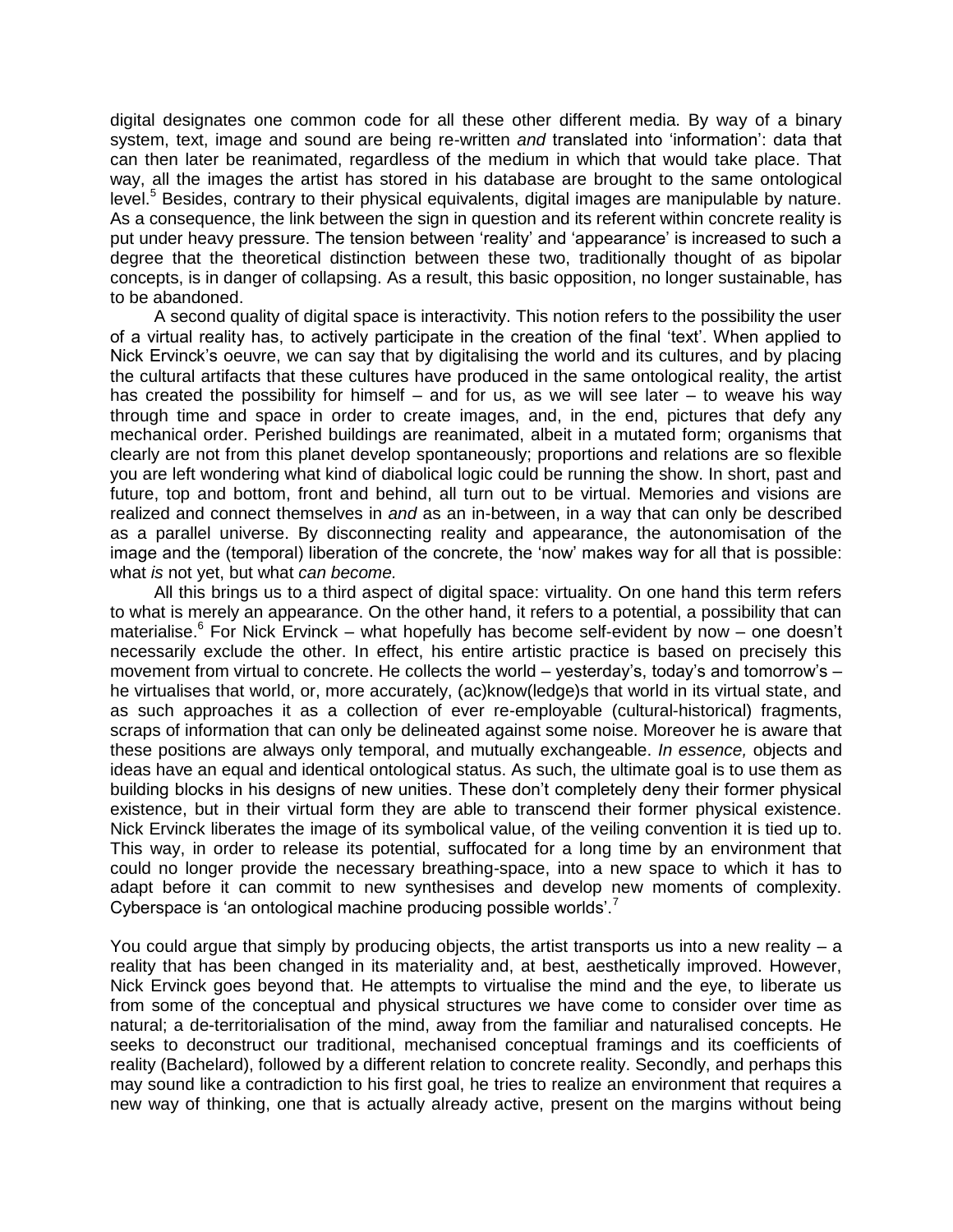digital designates one common code for all these other different media. By way of a binary system, text, image and sound are being re-written *and* translated into 'information': data that can then later be reanimated, regardless of the medium in which that would take place. That way, all the images the artist has stored in his database are brought to the same ontological level.[5] Besides, contrary to their physical equivalents, digital images are manipulable by nature. As a consequence, the link between the sign in question and its referent within concrete reality is put under heavy pressure. The tension between 'reality' and 'appearance' is increased to such a degree that the theoretical distinction between these two, traditionally thought of as bipolar concepts, is in danger of collapsing. As a result, this basic opposition, no longer sustainable, has to be abandoned.

A second quality of digital space is interactivity. This notion refers to the possibility the user of a virtual reality has, to actively participate in the creation of the final 'text'. When applied to Nick Ervinck's oeuvre, we can say that by digitalising the world and its cultures, and by placing the cultural artifacts that these cultures have produced in the same ontological reality, the artist has created the possibility for himself – and for us, as we will see later – to weave his way through time and space in order to create images, and, in the end, pictures that defy any mechanical order. Perished buildings are reanimated, albeit in a mutated form; organisms that clearly are not from this planet develop spontaneously; proportions and relations are so flexible you are left wondering what kind of diabolical logic could be running the show. In short, past and future, top and bottom, front and behind, all turn out to be virtual. Memories and visions are realized and connect themselves in *and* as an in-between, in a way that can only be described as a parallel universe. By disconnecting reality and appearance, the autonomisation of the image and the (temporal) liberation of the concrete, the 'now' makes way for all that is possible: what *is* not yet, but what *can become.*

All this brings us to a third aspect of digital space: virtuality. On one hand this term refers to what is merely an appearance. On the other hand, it refers to a potential, a possibility that can materialise.[6] For Nick Ervinck – what hopefully has become self-evident by now – one doesn't necessarily exclude the other. In effect, his entire artistic practice is based on precisely this movement from virtual to concrete. He collects the world – yesterday's, today's and tomorrow's – he virtualises that world, or, more accurately, (ac)know(ledge)s that world in its virtual state, and as such approaches it as a collection of ever re-employable (cultural-historical) fragments, scraps of information that can only be delineated against some noise. Moreover he is aware that these positions are always only temporal, and mutually exchangeable. *In essence,* objects and ideas have an equal and identical ontological status. As such, the ultimate goal is to use them as building blocks in his designs of new unities. These don't completely deny their former physical existence, but in their virtual form they are able to transcend their former physical existence. Nick Ervinck liberates the image of its symbolical value, of the veiling convention it is tied up to. This way, in order to release its potential, suffocated for a long time by an environment that could no longer provide the necessary breathing-space, into a new space to which it has to adapt before it can commit to new synthesises and develop new moments of complexity. Cyberspace is 'an ontological machine producing possible worlds'.[7]

You could argue that simply by producing objects, the artist transports us into a new reality – a reality that has been changed in its materiality and, at best, aesthetically improved. However, Nick Ervinck goes beyond that. He attempts to virtualise the mind and the eye, to liberate us from some of the conceptual and physical structures we have come to consider over time as natural; a de-territorialisation of the mind, away from the familiar and naturalised concepts. He seeks to deconstruct our traditional, mechanised conceptual framings and its coefficients of reality (Bachelard), followed by a different relation to concrete reality. Secondly, and perhaps this may sound like a contradiction to his first goal, he tries to realize an environment that requires a new way of thinking, one that is actually already active, present on the margins without being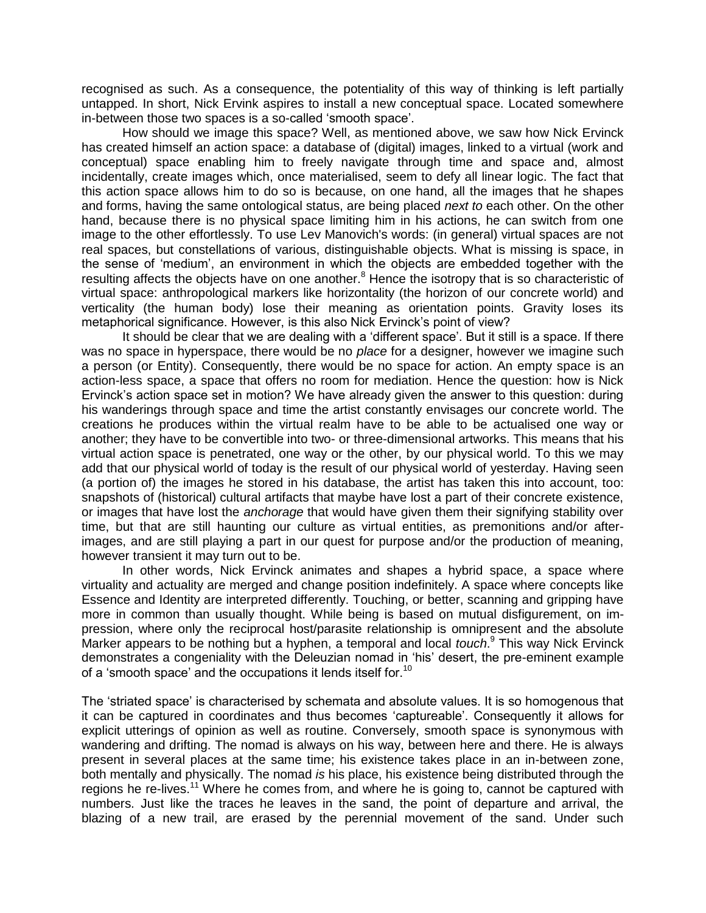recognised as such. As a consequence, the potentiality of this way of thinking is left partially untapped. In short, Nick Ervink aspires to install a new conceptual space. Located somewhere in-between those two spaces is a so-called 'smooth space'.

How should we image this space? Well, as mentioned above, we saw how Nick Ervinck has created himself an action space: a database of (digital) images, linked to a virtual (work and conceptual) space enabling him to freely navigate through time and space and, almost incidentally, create images which, once materialised, seem to defy all linear logic. The fact that this action space allows him to do so is because, on one hand, all the images that he shapes and forms, having the same ontological status, are being placed *next to* each other. On the other hand, because there is no physical space limiting him in his actions, he can switch from one image to the other effortlessly. To use Lev Manovich's words: (in general) virtual spaces are not real spaces, but constellations of various, distinguishable objects. What is missing is space, in the sense of 'medium', an environment in which the objects are embedded together with the resulting affects the objects have on one another.[8] Hence the isotropy that is so characteristic of virtual space: anthropological markers like horizontality (the horizon of our concrete world) and verticality (the human body) lose their meaning as orientation points. Gravity loses its metaphorical significance. However, is this also Nick Ervinck's point of view?

It should be clear that we are dealing with a 'different space'. But it still is a space. If there was no space in hyperspace, there would be no *place* for a designer, however we imagine such a person (or Entity). Consequently, there would be no space for action. An empty space is an action-less space, a space that offers no room for mediation. Hence the question: how is Nick Ervinck's action space set in motion? We have already given the answer to this question: during his wanderings through space and time the artist constantly envisages our concrete world. The creations he produces within the virtual realm have to be able to be actualised one way or another; they have to be convertible into two- or three-dimensional artworks. This means that his virtual action space is penetrated, one way or the other, by our physical world. To this we may add that our physical world of today is the result of our physical world of yesterday. Having seen (a portion of) the images he stored in his database, the artist has taken this into account, too: snapshots of (historical) cultural artifacts that maybe have lost a part of their concrete existence, or images that have lost the *anchorage* that would have given them their signifying stability over time, but that are still haunting our culture as virtual entities, as premonitions and/or after-images, and are still playing a part in our quest for purpose and/or the production of meaning, however transient it may turn out to be.

In other words, Nick Ervinck animates and shapes a hybrid space, a space where virtuality and actuality are merged and change position indefinitely. A space where concepts like Essence and Identity are interpreted differently. Touching, or better, scanning and gripping have more in common than usually thought. While being is based on mutual disfigurement, on im-pression, where only the reciprocal host/parasite relationship is omnipresent and the absolute Marker appears to be nothing but a hyphen, a temporal and local *touch*.[9] This way Nick Ervinck demonstrates a congeniality with the Deleuzian nomad in 'his' desert, the pre-eminent example of a 'smooth space' and the occupations it lends itself for.[10]

The 'striated space' is characterised by schemata and absolute values. It is so homogenous that it can be captured in coordinates and thus becomes 'captureable'. Consequently it allows for explicit utterings of opinion as well as routine. Conversely, smooth space is synonymous with wandering and drifting. The nomad is always on his way, between here and there. He is always present in several places at the same time; his existence takes place in an in-between zone, both mentally and physically. The nomad *is* his place, his existence being distributed through the regions he re-lives.[11] Where he comes from, and where he is going to, cannot be captured with numbers. Just like the traces he leaves in the sand, the point of departure and arrival, the blazing of a new trail, are erased by the perennial movement of the sand. Under such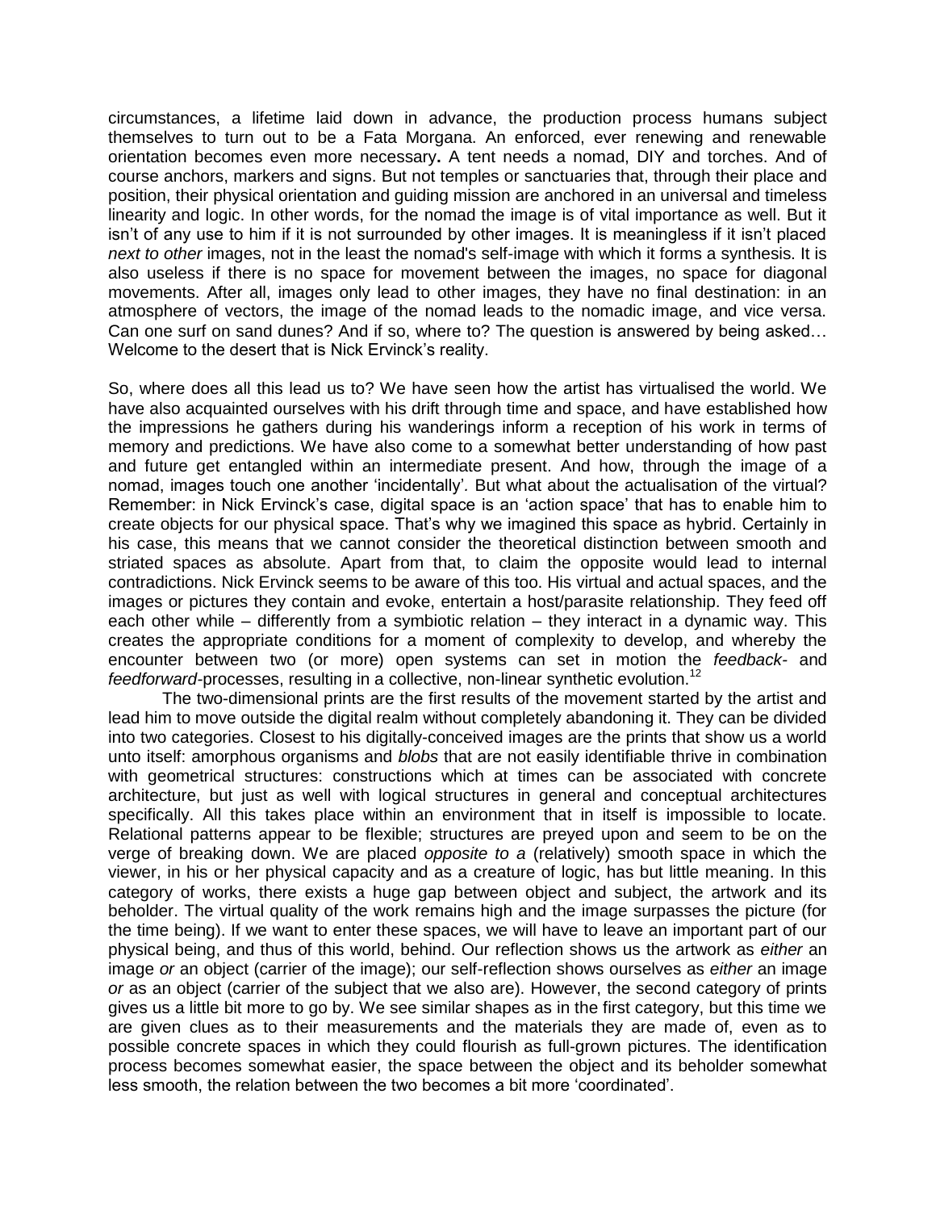circumstances, a lifetime laid down in advance, the production process humans subject themselves to turn out to be a Fata Morgana. An enforced, ever renewing and renewable orientation becomes even more necessary**.** A tent needs a nomad, DIY and torches. And of course anchors, markers and signs. But not temples or sanctuaries that, through their place and position, their physical orientation and guiding mission are anchored in an universal and timeless linearity and logic. In other words, for the nomad the image is of vital importance as well. But it isn't of any use to him if it is not surrounded by other images. It is meaningless if it isn't placed *next to other* images, not in the least the nomad's self-image with which it forms a synthesis. It is also useless if there is no space for movement between the images, no space for diagonal movements. After all, images only lead to other images, they have no final destination: in an atmosphere of vectors, the image of the nomad leads to the nomadic image, and vice versa. Can one surf on sand dunes? And if so, where to? The question is answered by being asked… Welcome to the desert that is Nick Ervinck's reality.

So, where does all this lead us to? We have seen how the artist has virtualised the world. We have also acquainted ourselves with his drift through time and space, and have established how the impressions he gathers during his wanderings inform a reception of his work in terms of memory and predictions. We have also come to a somewhat better understanding of how past and future get entangled within an intermediate present. And how, through the image of a nomad, images touch one another 'incidentally'. But what about the actualisation of the virtual? Remember: in Nick Ervinck's case, digital space is an 'action space' that has to enable him to create objects for our physical space. That's why we imagined this space as hybrid. Certainly in his case, this means that we cannot consider the theoretical distinction between smooth and striated spaces as absolute. Apart from that, to claim the opposite would lead to internal contradictions. Nick Ervinck seems to be aware of this too. His virtual and actual spaces, and the images or pictures they contain and evoke, entertain a host/parasite relationship. They feed off each other while – differently from a symbiotic relation – they interact in a dynamic way. This creates the appropriate conditions for a moment of complexity to develop, and whereby the encounter between two (or more) open systems can set in motion the *feedback-* and *feedforward*-processes, resulting in a collective, non-linear synthetic evolution.[12]

The two-dimensional prints are the first results of the movement started by the artist and lead him to move outside the digital realm without completely abandoning it. They can be divided into two categories. Closest to his digitally-conceived images are the prints that show us a world unto itself: amorphous organisms and *blobs* that are not easily identifiable thrive in combination with geometrical structures: constructions which at times can be associated with concrete architecture, but just as well with logical structures in general and conceptual architectures specifically. All this takes place within an environment that in itself is impossible to locate. Relational patterns appear to be flexible; structures are preyed upon and seem to be on the verge of breaking down. We are placed *opposite to a* (relatively) smooth space in which the viewer, in his or her physical capacity and as a creature of logic, has but little meaning. In this category of works, there exists a huge gap between object and subject, the artwork and its beholder. The virtual quality of the work remains high and the image surpasses the picture (for the time being). If we want to enter these spaces, we will have to leave an important part of our physical being, and thus of this world, behind. Our reflection shows us the artwork as *either* an image *or* an object (carrier of the image); our self-reflection shows ourselves as *either* an image *or* as an object (carrier of the subject that we also are). However, the second category of prints gives us a little bit more to go by. We see similar shapes as in the first category, but this time we are given clues as to their measurements and the materials they are made of, even as to possible concrete spaces in which they could flourish as full-grown pictures. The identification process becomes somewhat easier, the space between the object and its beholder somewhat less smooth, the relation between the two becomes a bit more 'coordinated'.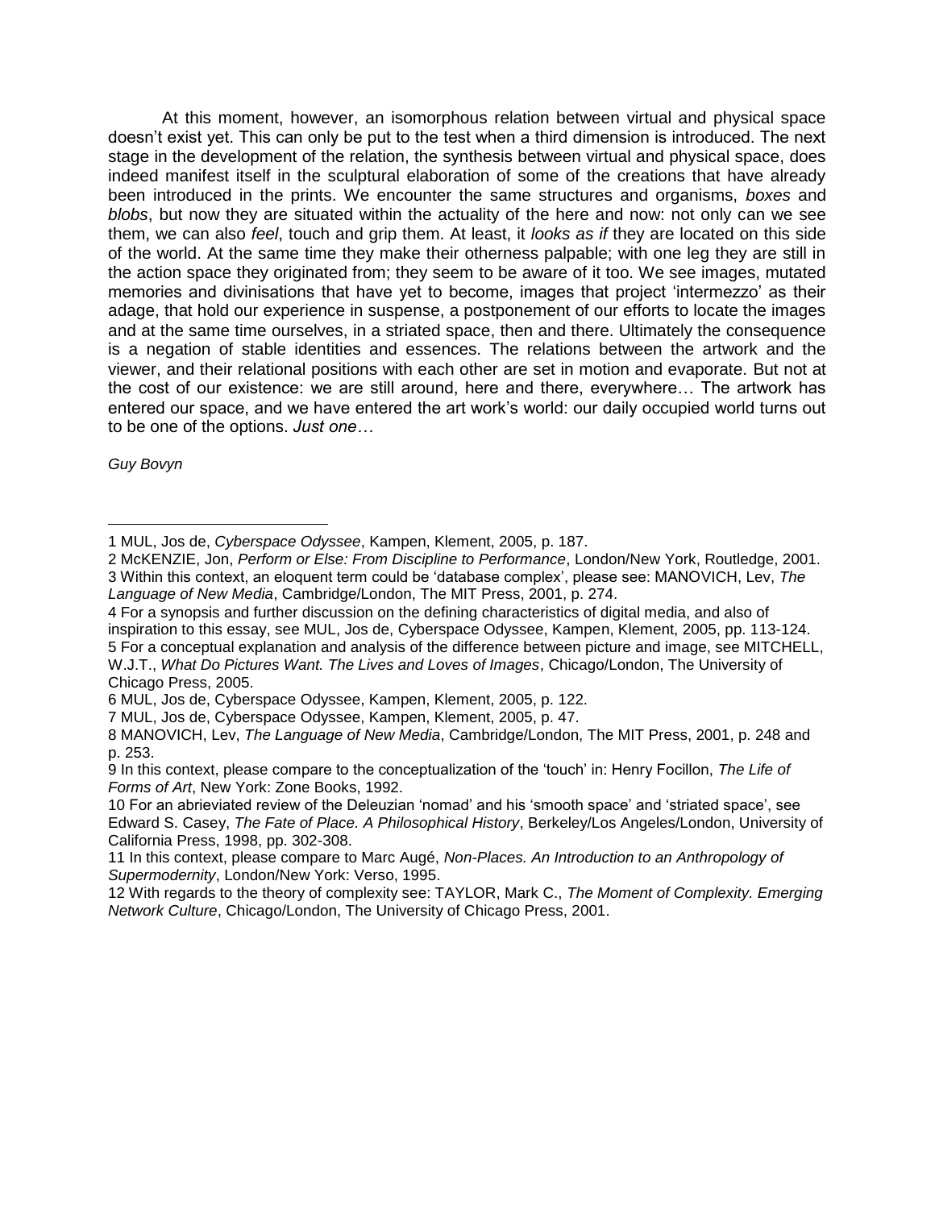At this moment, however, an isomorphous relation between virtual and physical space doesn't exist yet. This can only be put to the test when a third dimension is introduced. The next stage in the development of the relation, the synthesis between virtual and physical space, does indeed manifest itself in the sculptural elaboration of some of the creations that have already been introduced in the prints. We encounter the same structures and organisms, *boxes* and *blobs*, but now they are situated within the actuality of the here and now: not only can we see them, we can also *feel*, touch and grip them. At least, it *looks as if* they are located on this side of the world. At the same time they make their otherness palpable; with one leg they are still in the action space they originated from; they seem to be aware of it too. We see images, mutated memories and divinisations that have yet to become, images that project 'intermezzo' as their adage, that hold our experience in suspense, a postponement of our efforts to locate the images and at the same time ourselves, in a striated space, then and there. Ultimately the consequence is a negation of stable identities and essences. The relations between the artwork and the viewer, and their relational positions with each other are set in motion and evaporate. But not at the cost of our existence: we are still around, here and there, everywhere… The artwork has entered our space, and we have entered the art work's world: our daily occupied world turns out to be one of the options. *Just one…*

*Guy Bovyn*

---

1 MUL, Jos de, *Cyberspace Odyssee*, Kampen, Klement, 2005, p. 187.

2 McKENZIE, Jon, *Perform or Else: From Discipline to Performance*, London/New York, Routledge, 2001.

3 Within this context, an eloquent term could be 'database complex', please see: MANOVICH, Lev, *The Language of New Media*, Cambridge/London, The MIT Press, 2001, p. 274.

4 For a synopsis and further discussion on the defining characteristics of digital media, and also of inspiration to this essay, see MUL, Jos de, Cyberspace Odyssee, Kampen, Klement, 2005, pp. 113-124.

5 For a conceptual explanation and analysis of the difference between picture and image, see MITCHELL, W.J.T., *What Do Pictures Want. The Lives and Loves of Images*, Chicago/London, The University of Chicago Press, 2005.

6 MUL, Jos de, Cyberspace Odyssee, Kampen, Klement, 2005, p. 122.

7 MUL, Jos de, Cyberspace Odyssee, Kampen, Klement, 2005, p. 47.

8 MANOVICH, Lev, *The Language of New Media*, Cambridge/London, The MIT Press, 2001, p. 248 and p. 253.

9 In this context, please compare to the conceptualization of the 'touch' in: Henry Focillon, *The Life of Forms of Art*, New York: Zone Books, 1992.

10 For an abrieviated review of the Deleuzian 'nomad' and his 'smooth space' and 'striated space', see Edward S. Casey, *The Fate of Place. A Philosophical History*, Berkeley/Los Angeles/London, University of California Press, 1998, pp. 302-308.

11 In this context, please compare to Marc Augé, *Non-Places. An Introduction to an Anthropology of Supermodernity*, London/New York: Verso, 1995.

12 With regards to the theory of complexity see: TAYLOR, Mark C., *The Moment of Complexity. Emerging Network Culture*, Chicago/London, The University of Chicago Press, 2001.